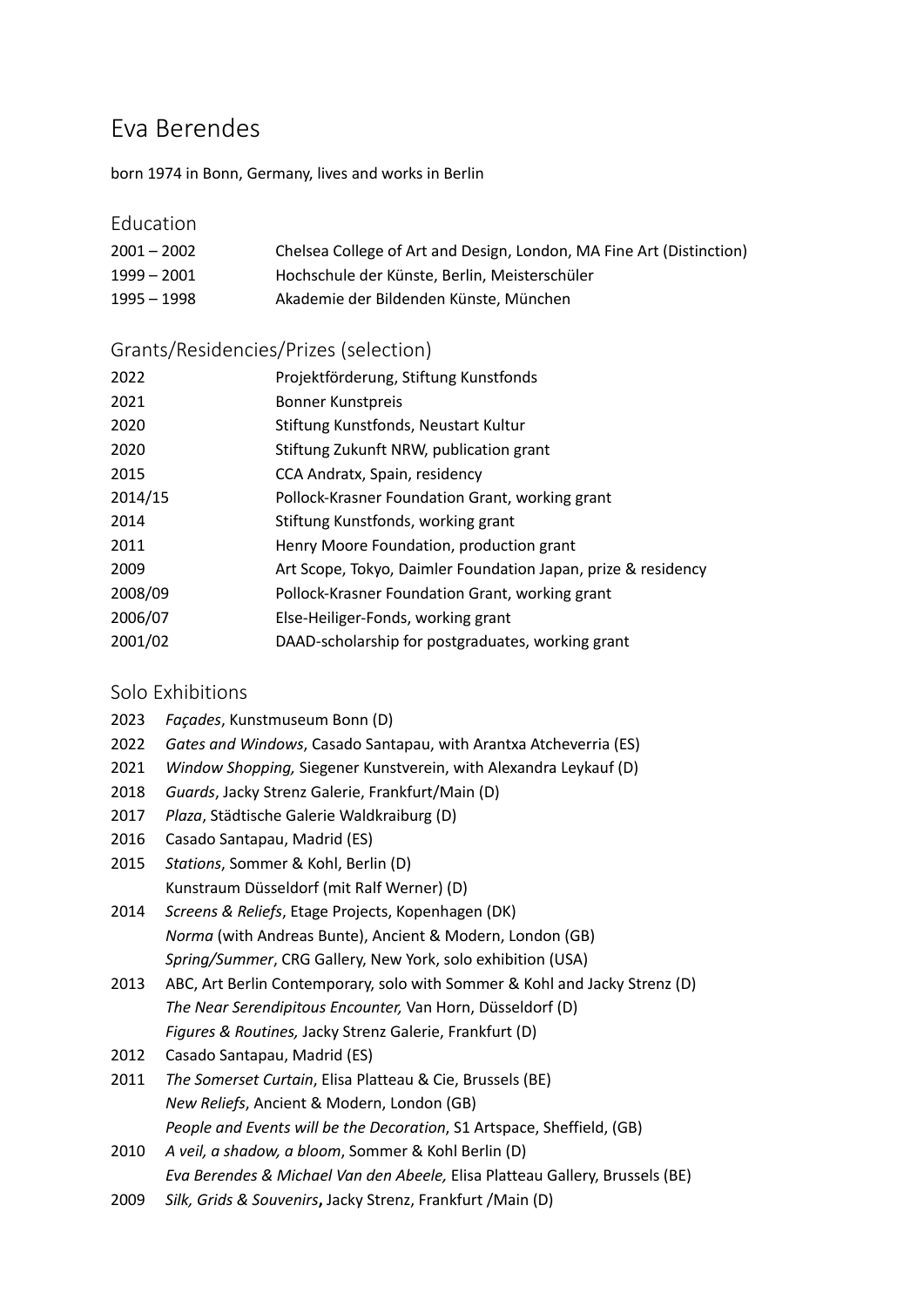# Eva Berendes

born 1974 in Bonn, Germany, lives and works in Berlin

## Education

| | |
|---|---|
| 2001 – 2002 | Chelsea College of Art and Design, London, MA Fine Art (Distinction) |
| 1999 – 2001 | Hochschule der Künste, Berlin, Meisterschüler |
| 1995 – 1998 | Akademie der Bildenden Künste, München |

## Grants/Residencies/Prizes (selection)

| | |
|---|---|
| 2022 | Projektförderung, Stiftung Kunstfonds |
| 2021 | Bonner Kunstpreis |
| 2020 | Stiftung Kunstfonds, Neustart Kultur |
| 2020 | Stiftung Zukunft NRW, publication grant |
| 2015 | CCA Andratx, Spain, residency |
| 2014/15 | Pollock-Krasner Foundation Grant, working grant |
| 2014 | Stiftung Kunstfonds, working grant |
| 2011 | Henry Moore Foundation, production grant |
| 2009 | Art Scope, Tokyo, Daimler Foundation Japan, prize & residency |
| 2008/09 | Pollock-Krasner Foundation Grant, working grant |
| 2006/07 | Else-Heiliger-Fonds, working grant |
| 2001/02 | DAAD-scholarship for postgraduates, working grant |

## Solo Exhibitions

2023 *Façades*, Kunstmuseum Bonn (D)

2022 *Gates and Windows*, Casado Santapau, with Arantxa Atcheverria (ES)

2021 *Window Shopping,* Siegener Kunstverein, with Alexandra Leykauf (D)

2018 *Guards*, Jacky Strenz Galerie, Frankfurt/Main (D)

2017 *Plaza*, Städtische Galerie Waldkraiburg (D)

2016 Casado Santapau, Madrid (ES)

2015 *Stations*, Sommer & Kohl, Berlin (D)
Kunstraum Düsseldorf (mit Ralf Werner) (D)

2014 *Screens & Reliefs*, Etage Projects, Kopenhagen (DK)
*Norma* (with Andreas Bunte), Ancient & Modern, London (GB)
*Spring/Summer*, CRG Gallery, New York, solo exhibition (USA)

2013 ABC, Art Berlin Contemporary, solo with Sommer & Kohl and Jacky Strenz (D)
*The Near Serendipitous Encounter,* Van Horn, Düsseldorf (D)
*Figures & Routines,* Jacky Strenz Galerie, Frankfurt (D)

2012 Casado Santapau, Madrid (ES)

2011 *The Somerset Curtain*, Elisa Platteau & Cie, Brussels (BE)
*New Reliefs*, Ancient & Modern, London (GB)
*People and Events will be the Decoration*, S1 Artspace, Sheffield, (GB)

2010 *A veil, a shadow, a bloom*, Sommer & Kohl Berlin (D)
*Eva Berendes & Michael Van den Abeele,* Elisa Platteau Gallery, Brussels (BE)

2009 *Silk, Grids & Souvenirs***,** Jacky Strenz, Frankfurt /Main (D)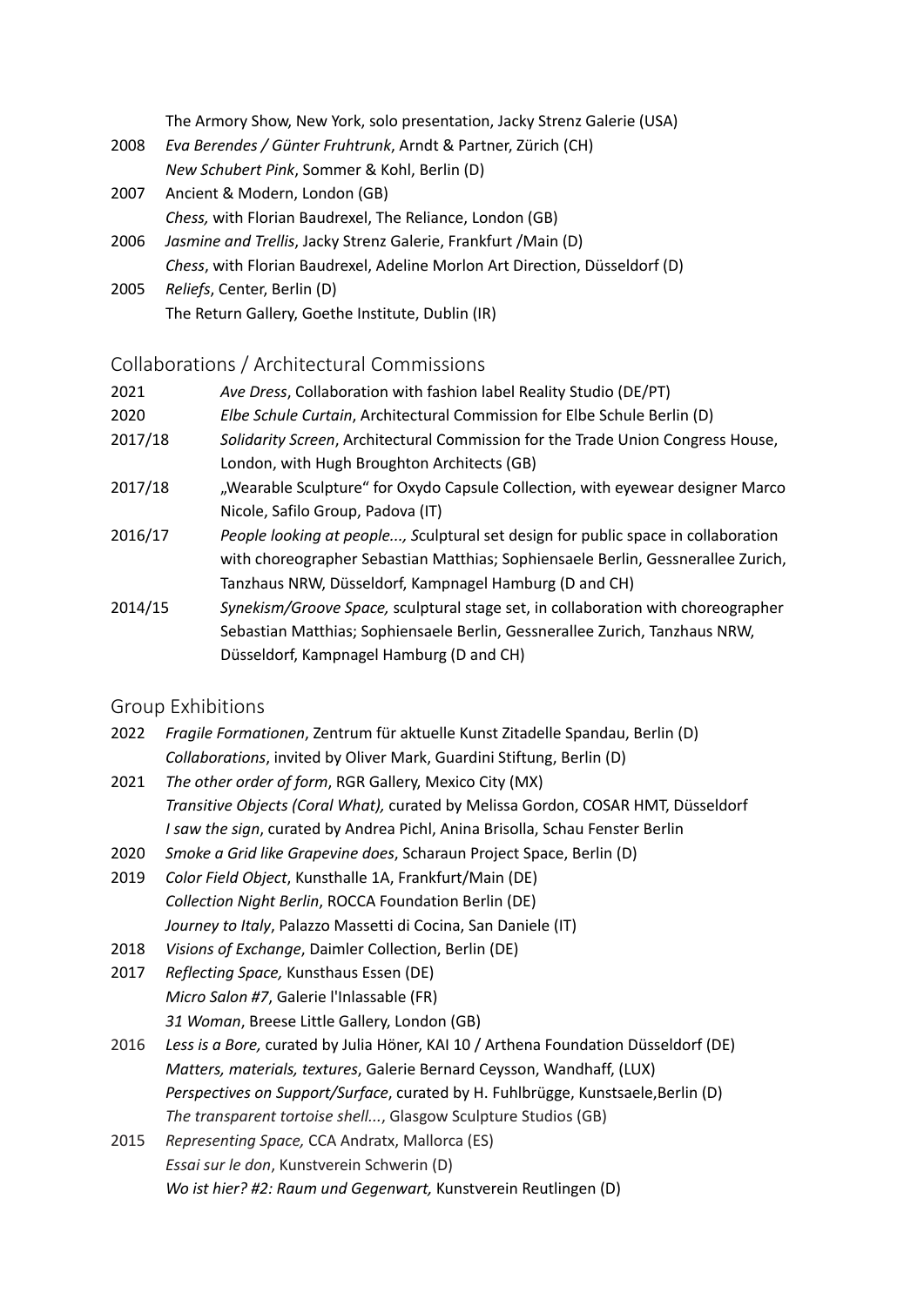The Armory Show, New York, solo presentation, Jacky Strenz Galerie (USA)

2008 *Eva Berendes / Günter Fruhtrunk*, Arndt & Partner, Zürich (CH)
*New Schubert Pink*, Sommer & Kohl, Berlin (D)

2007 Ancient & Modern, London (GB)
*Chess,* with Florian Baudrexel, The Reliance, London (GB)

2006 *Jasmine and Trellis*, Jacky Strenz Galerie, Frankfurt /Main (D)
*Chess*, with Florian Baudrexel, Adeline Morlon Art Direction, Düsseldorf (D)

2005 *Reliefs*, Center, Berlin (D)
The Return Gallery, Goethe Institute, Dublin (IR)

## Collaborations / Architectural Commissions

2021 *Ave Dress*, Collaboration with fashion label Reality Studio (DE/PT)

2020 *Elbe Schule Curtain*, Architectural Commission for Elbe Schule Berlin (D)

2017/18 *Solidarity Screen*, Architectural Commission for the Trade Union Congress House, London, with Hugh Broughton Architects (GB)

2017/18 „Wearable Sculpture“ for Oxydo Capsule Collection, with eyewear designer Marco Nicole, Safilo Group, Padova (IT)

2016/17 *People looking at people..., S*culptural set design for public space in collaboration with choreographer Sebastian Matthias; Sophiensaele Berlin, Gessnerallee Zurich, Tanzhaus NRW, Düsseldorf, Kampnagel Hamburg (D and CH)

2014/15 *Synekism/Groove Space,* sculptural stage set, in collaboration with choreographer Sebastian Matthias; Sophiensaele Berlin, Gessnerallee Zurich, Tanzhaus NRW, Düsseldorf, Kampnagel Hamburg (D and CH)

## Group Exhibitions

2022 *Fragile Formationen*, Zentrum für aktuelle Kunst Zitadelle Spandau, Berlin (D)
*Collaborations*, invited by Oliver Mark, Guardini Stiftung, Berlin (D)

2021 *The other order of form*, RGR Gallery, Mexico City (MX)
*Transitive Objects (Coral What),* curated by Melissa Gordon, COSAR HMT, Düsseldorf
*I saw the sign*, curated by Andrea Pichl, Anina Brisolla, Schau Fenster Berlin

2020 *Smoke a Grid like Grapevine does*, Scharaun Project Space, Berlin (D)

2019 *Color Field Object*, Kunsthalle 1A, Frankfurt/Main (DE)
*Collection Night Berlin*, ROCCA Foundation Berlin (DE)
*Journey to Italy*, Palazzo Massetti di Cocina, San Daniele (IT)

2018 *Visions of Exchange*, Daimler Collection, Berlin (DE)

2017 *Reflecting Space,* Kunsthaus Essen (DE)
*Micro Salon #7*, Galerie l'Inlassable (FR)
*31 Woman*, Breese Little Gallery, London (GB)

2016 *Less is a Bore,* curated by Julia Höner, KAI 10 / Arthena Foundation Düsseldorf (DE)
*Matters, materials, textures*, Galerie Bernard Ceysson, Wandhaff, (LUX)
*Perspectives on Support/Surface*, curated by H. Fuhlbrügge, Kunstsaele,Berlin (D)
*The transparent tortoise shell...*, Glasgow Sculpture Studios (GB)

2015 *Representing Space,* CCA Andratx, Mallorca (ES)
*Essai sur le don*, Kunstverein Schwerin (D)
*Wo ist hier? #2: Raum und Gegenwart,* Kunstverein Reutlingen (D)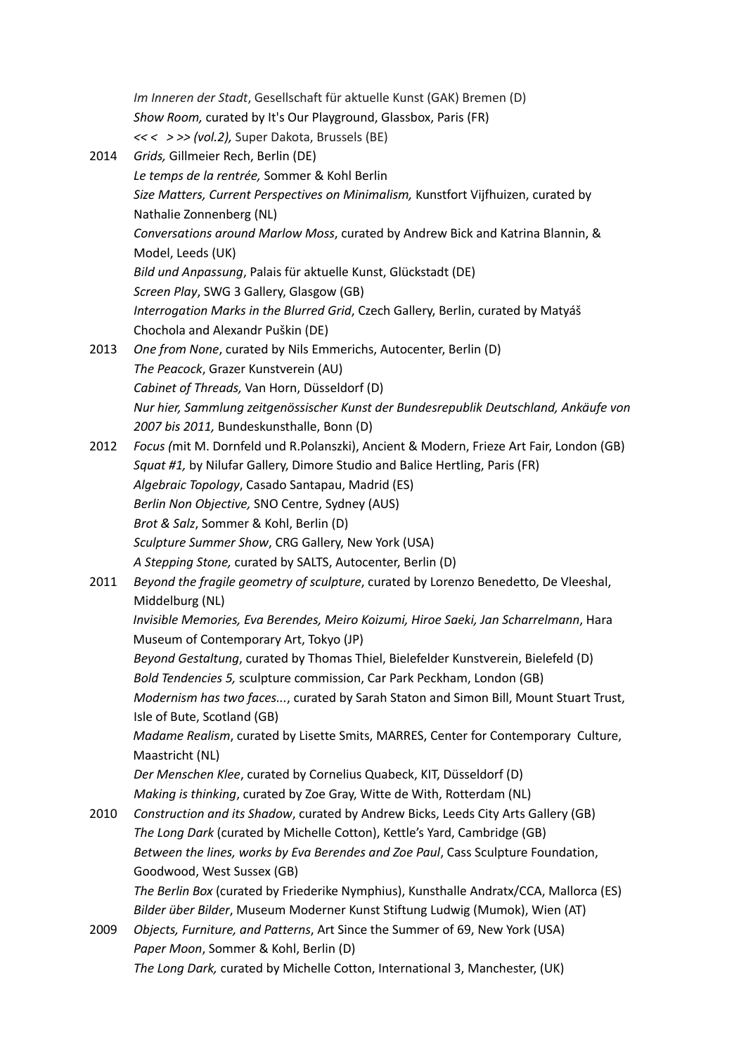*Im Inneren der Stadt*, Gesellschaft für aktuelle Kunst (GAK) Bremen (D)
*Show Room,* curated by It's Our Playground, Glassbox, Paris (FR)
*<< <  > >> (vol.2),* Super Dakota, Brussels (BE)

2014 *Grids,* Gillmeier Rech, Berlin (DE)
*Le temps de la rentrée,* Sommer & Kohl Berlin
*Size Matters, Current Perspectives on Minimalism,* Kunstfort Vijfhuizen, curated by Nathalie Zonnenberg (NL)
*Conversations around Marlow Moss*, curated by Andrew Bick and Katrina Blannin, & Model, Leeds (UK)
*Bild und Anpassung*, Palais für aktuelle Kunst, Glückstadt (DE)
*Screen Play*, SWG 3 Gallery, Glasgow (GB)
*Interrogation Marks in the Blurred Grid*, Czech Gallery, Berlin, curated by Matyáš Chochola and Alexandr Puškin (DE)

2013 *One from None*, curated by Nils Emmerichs, Autocenter, Berlin (D)
*The Peacock*, Grazer Kunstverein (AU)
*Cabinet of Threads,* Van Horn, Düsseldorf (D)
*Nur hier, Sammlung zeitgenössischer Kunst der Bundesrepublik Deutschland, Ankäufe von 2007 bis 2011,* Bundeskunsthalle, Bonn (D)

2012 *Focus (*mit M. Dornfeld und R.Polanszki), Ancient & Modern, Frieze Art Fair, London (GB)
*Squat #1,* by Nilufar Gallery, Dimore Studio and Balice Hertling, Paris (FR)
*Algebraic Topology*, Casado Santapau, Madrid (ES)
*Berlin Non Objective,* SNO Centre, Sydney (AUS)
*Brot & Salz*, Sommer & Kohl, Berlin (D)
*Sculpture Summer Show*, CRG Gallery, New York (USA)
*A Stepping Stone,* curated by SALTS, Autocenter, Berlin (D)

2011 *Beyond the fragile geometry of sculpture*, curated by Lorenzo Benedetto, De Vleeshal, Middelburg (NL)
*Invisible Memories, Eva Berendes, Meiro Koizumi, Hiroe Saeki, Jan Scharrelmann*, Hara Museum of Contemporary Art, Tokyo (JP)
*Beyond Gestaltung*, curated by Thomas Thiel, Bielefelder Kunstverein, Bielefeld (D)
*Bold Tendencies 5,* sculpture commission, Car Park Peckham, London (GB)
*Modernism has two faces...*, curated by Sarah Staton and Simon Bill, Mount Stuart Trust, Isle of Bute, Scotland (GB)
*Madame Realism*, curated by Lisette Smits, MARRES, Center for Contemporary Culture, Maastricht (NL)
*Der Menschen Klee*, curated by Cornelius Quabeck, KIT, Düsseldorf (D)
*Making is thinking*, curated by Zoe Gray, Witte de With, Rotterdam (NL)

2010 *Construction and its Shadow*, curated by Andrew Bicks, Leeds City Arts Gallery (GB)
*The Long Dark* (curated by Michelle Cotton), Kettle's Yard, Cambridge (GB)
*Between the lines, works by Eva Berendes and Zoe Paul*, Cass Sculpture Foundation, Goodwood, West Sussex (GB)
*The Berlin Box* (curated by Friederike Nymphius), Kunsthalle Andratx/CCA, Mallorca (ES)
*Bilder über Bilder*, Museum Moderner Kunst Stiftung Ludwig (Mumok), Wien (AT)

2009 *Objects, Furniture, and Patterns*, Art Since the Summer of 69, New York (USA)
*Paper Moon*, Sommer & Kohl, Berlin (D)
*The Long Dark,* curated by Michelle Cotton, International 3, Manchester, (UK)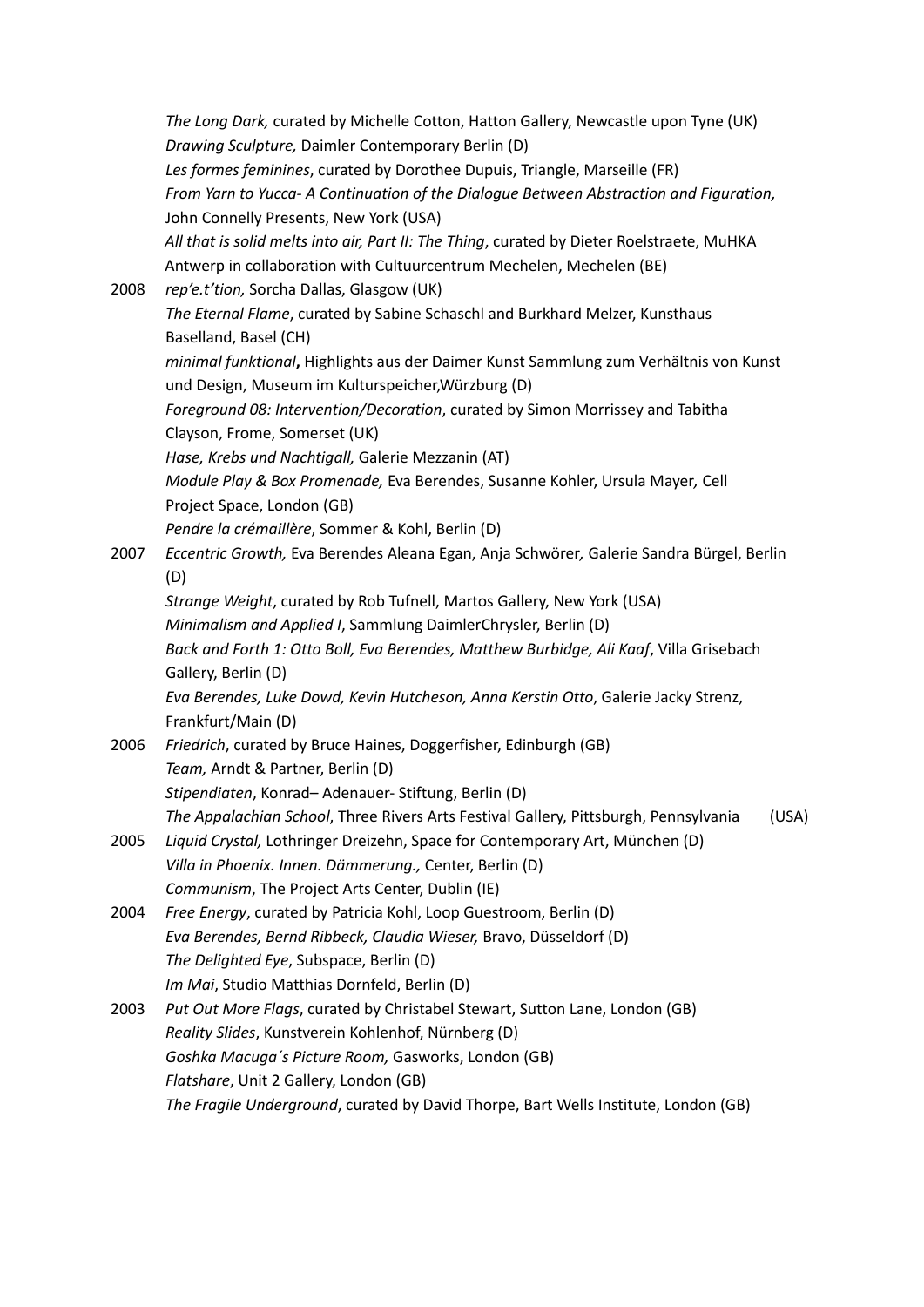*The Long Dark,* curated by Michelle Cotton, Hatton Gallery, Newcastle upon Tyne (UK)
*Drawing Sculpture,* Daimler Contemporary Berlin (D)
*Les formes feminines*, curated by Dorothee Dupuis, Triangle, Marseille (FR)
*From Yarn to Yucca- A Continuation of the Dialogue Between Abstraction and Figuration,* John Connelly Presents, New York (USA)
*All that is solid melts into air, Part II: The Thing*, curated by Dieter Roelstraete, MuHKA Antwerp in collaboration with Cultuurcentrum Mechelen, Mechelen (BE)

2008 *rep'e.t'tion,* Sorcha Dallas, Glasgow (UK)
*The Eternal Flame*, curated by Sabine Schaschl and Burkhard Melzer, Kunsthaus Baselland, Basel (CH)
*minimal funktional***,** Highlights aus der Daimer Kunst Sammlung zum Verhältnis von Kunst und Design, Museum im Kulturspeicher,Würzburg (D)
*Foreground 08: Intervention/Decoration*, curated by Simon Morrissey and Tabitha Clayson, Frome, Somerset (UK)
*Hase, Krebs und Nachtigall,* Galerie Mezzanin (AT)
*Module Play & Box Promenade,* Eva Berendes, Susanne Kohler, Ursula Mayer*,* Cell Project Space, London (GB)
*Pendre la crémaillère*, Sommer & Kohl, Berlin (D)

2007 *Eccentric Growth,* Eva Berendes Aleana Egan, Anja Schwörer*,* Galerie Sandra Bürgel, Berlin (D)
*Strange Weight*, curated by Rob Tufnell, Martos Gallery, New York (USA)
*Minimalism and Applied I*, Sammlung DaimlerChrysler, Berlin (D)
*Back and Forth 1: Otto Boll, Eva Berendes, Matthew Burbidge, Ali Kaaf*, Villa Grisebach Gallery, Berlin (D)
*Eva Berendes, Luke Dowd, Kevin Hutcheson, Anna Kerstin Otto*, Galerie Jacky Strenz, Frankfurt/Main (D)

2006 *Friedrich*, curated by Bruce Haines, Doggerfisher, Edinburgh (GB)
*Team,* Arndt & Partner, Berlin (D)
*Stipendiaten*, Konrad– Adenauer- Stiftung, Berlin (D)
*The Appalachian School*, Three Rivers Arts Festival Gallery, Pittsburgh, Pennsylvania (USA)

2005 *Liquid Crystal,* Lothringer Dreizehn, Space for Contemporary Art, München (D)
*Villa in Phoenix. Innen. Dämmerung.,* Center, Berlin (D)
*Communism*, The Project Arts Center, Dublin (IE)

2004 *Free Energy*, curated by Patricia Kohl, Loop Guestroom, Berlin (D)
*Eva Berendes, Bernd Ribbeck, Claudia Wieser,* Bravo, Düsseldorf (D)
*The Delighted Eye*, Subspace, Berlin (D)
*Im Mai*, Studio Matthias Dornfeld, Berlin (D)

2003 *Put Out More Flags*, curated by Christabel Stewart, Sutton Lane, London (GB)
*Reality Slides*, Kunstverein Kohlenhof, Nürnberg (D)
*Goshka Macuga´s Picture Room,* Gasworks, London (GB)
*Flatshare*, Unit 2 Gallery, London (GB)
*The Fragile Underground*, curated by David Thorpe, Bart Wells Institute, London (GB)